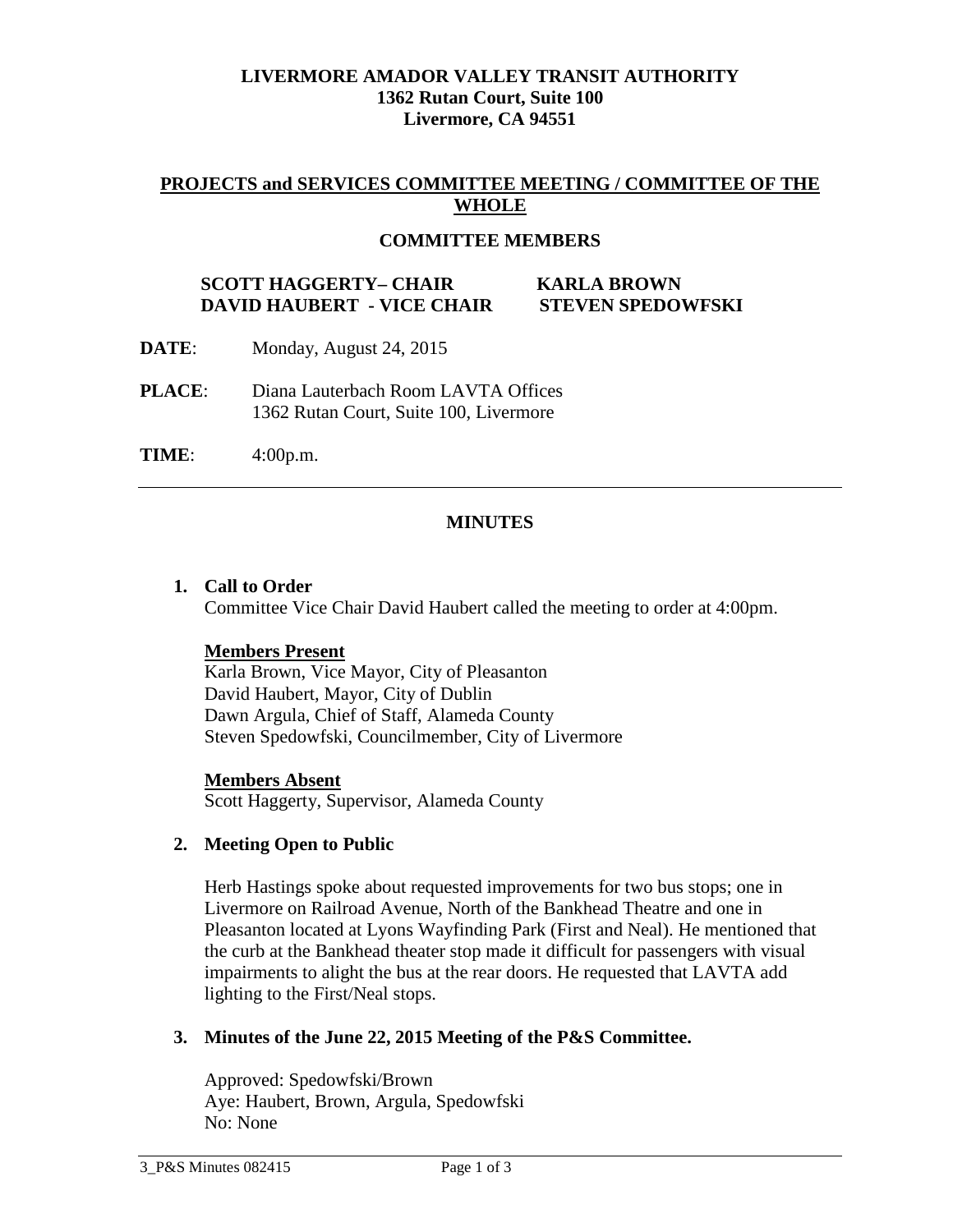**LIVERMORE AMADOR VALLEY TRANSIT AUTHORITY**
**1362 Rutan Court, Suite 100**
**Livermore, CA 94551**

## PROJECTS and SERVICES COMMITTEE MEETING / COMMITTEE OF THE WHOLE

**COMMITTEE MEMBERS**

**SCOTT HAGGERTY– CHAIR** | **KARLA BROWN**
**DAVID HAUBERT - VICE CHAIR** | **STEVEN SPEDOWFSKI**

**DATE**: Monday, August 24, 2015

**PLACE**: Diana Lauterbach Room LAVTA Offices
1362 Rutan Court, Suite 100, Livermore

**TIME**: 4:00p.m.

---

## MINUTES

1. **Call to Order**
   Committee Vice Chair David Haubert called the meeting to order at 4:00pm.

   **Members Present**
   Karla Brown, Vice Mayor, City of Pleasanton
   David Haubert, Mayor, City of Dublin
   Dawn Argula, Chief of Staff, Alameda County
   Steven Spedowfski, Councilmember, City of Livermore

   **Members Absent**
   Scott Haggerty, Supervisor, Alameda County

2. **Meeting Open to Public**

   Herb Hastings spoke about requested improvements for two bus stops; one in Livermore on Railroad Avenue, North of the Bankhead Theatre and one in Pleasanton located at Lyons Wayfinding Park (First and Neal). He mentioned that the curb at the Bankhead theater stop made it difficult for passengers with visual impairments to alight the bus at the rear doors. He requested that LAVTA add lighting to the First/Neal stops.

3. **Minutes of the June 22, 2015 Meeting of the P&S Committee.**

   Approved: Spedowfski/Brown
   Aye: Haubert, Brown, Argula, Spedowfski
   No: None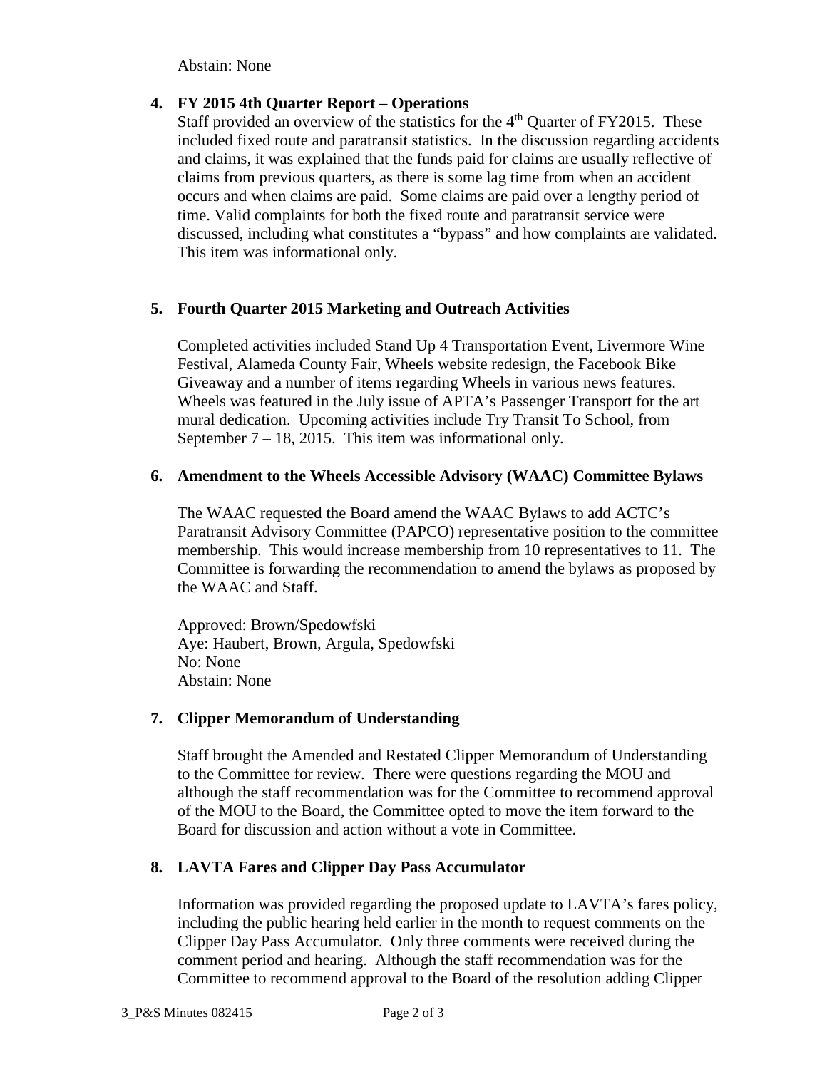Abstain: None

**4. FY 2015 4th Quarter Report – Operations**

Staff provided an overview of the statistics for the 4th Quarter of FY2015. These included fixed route and paratransit statistics. In the discussion regarding accidents and claims, it was explained that the funds paid for claims are usually reflective of claims from previous quarters, as there is some lag time from when an accident occurs and when claims are paid. Some claims are paid over a lengthy period of time. Valid complaints for both the fixed route and paratransit service were discussed, including what constitutes a "bypass" and how complaints are validated. This item was informational only.

**5. Fourth Quarter 2015 Marketing and Outreach Activities**

Completed activities included Stand Up 4 Transportation Event, Livermore Wine Festival, Alameda County Fair, Wheels website redesign, the Facebook Bike Giveaway and a number of items regarding Wheels in various news features. Wheels was featured in the July issue of APTA's Passenger Transport for the art mural dedication. Upcoming activities include Try Transit To School, from September 7 – 18, 2015. This item was informational only.

**6. Amendment to the Wheels Accessible Advisory (WAAC) Committee Bylaws**

The WAAC requested the Board amend the WAAC Bylaws to add ACTC's Paratransit Advisory Committee (PAPCO) representative position to the committee membership. This would increase membership from 10 representatives to 11. The Committee is forwarding the recommendation to amend the bylaws as proposed by the WAAC and Staff.

Approved: Brown/Spedowfski
Aye: Haubert, Brown, Argula, Spedowfski
No: None
Abstain: None

**7. Clipper Memorandum of Understanding**

Staff brought the Amended and Restated Clipper Memorandum of Understanding to the Committee for review. There were questions regarding the MOU and although the staff recommendation was for the Committee to recommend approval of the MOU to the Board, the Committee opted to move the item forward to the Board for discussion and action without a vote in Committee.

**8. LAVTA Fares and Clipper Day Pass Accumulator**

Information was provided regarding the proposed update to LAVTA's fares policy, including the public hearing held earlier in the month to request comments on the Clipper Day Pass Accumulator. Only three comments were received during the comment period and hearing. Although the staff recommendation was for the Committee to recommend approval to the Board of the resolution adding Clipper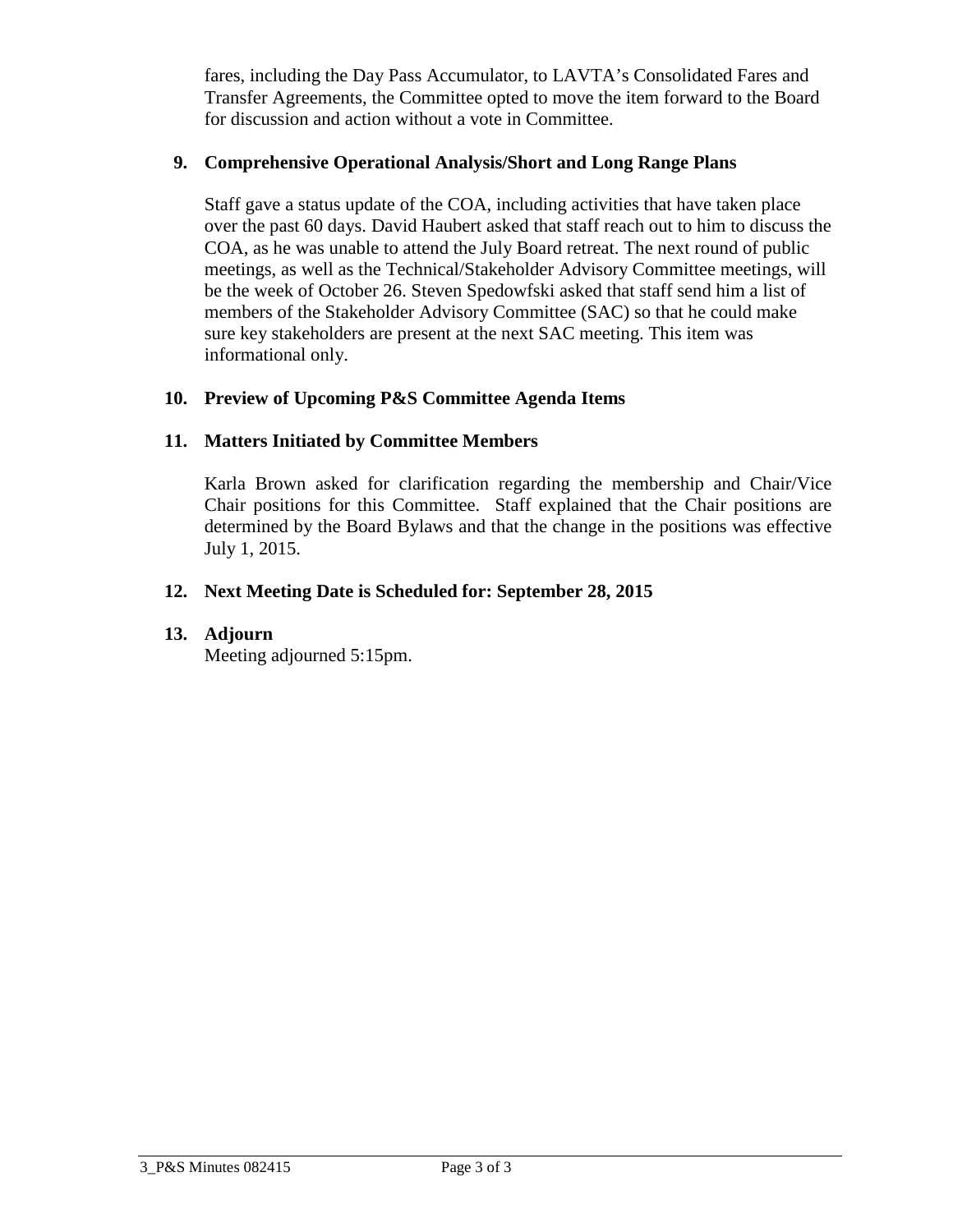fares, including the Day Pass Accumulator, to LAVTA's Consolidated Fares and Transfer Agreements, the Committee opted to move the item forward to the Board for discussion and action without a vote in Committee.

**9. Comprehensive Operational Analysis/Short and Long Range Plans**

Staff gave a status update of the COA, including activities that have taken place over the past 60 days. David Haubert asked that staff reach out to him to discuss the COA, as he was unable to attend the July Board retreat. The next round of public meetings, as well as the Technical/Stakeholder Advisory Committee meetings, will be the week of October 26. Steven Spedowfski asked that staff send him a list of members of the Stakeholder Advisory Committee (SAC) so that he could make sure key stakeholders are present at the next SAC meeting. This item was informational only.

**10. Preview of Upcoming P&S Committee Agenda Items**

**11. Matters Initiated by Committee Members**

Karla Brown asked for clarification regarding the membership and Chair/Vice Chair positions for this Committee. Staff explained that the Chair positions are determined by the Board Bylaws and that the change in the positions was effective July 1, 2015.

**12. Next Meeting Date is Scheduled for: September 28, 2015**

**13. Adjourn**

Meeting adjourned 5:15pm.